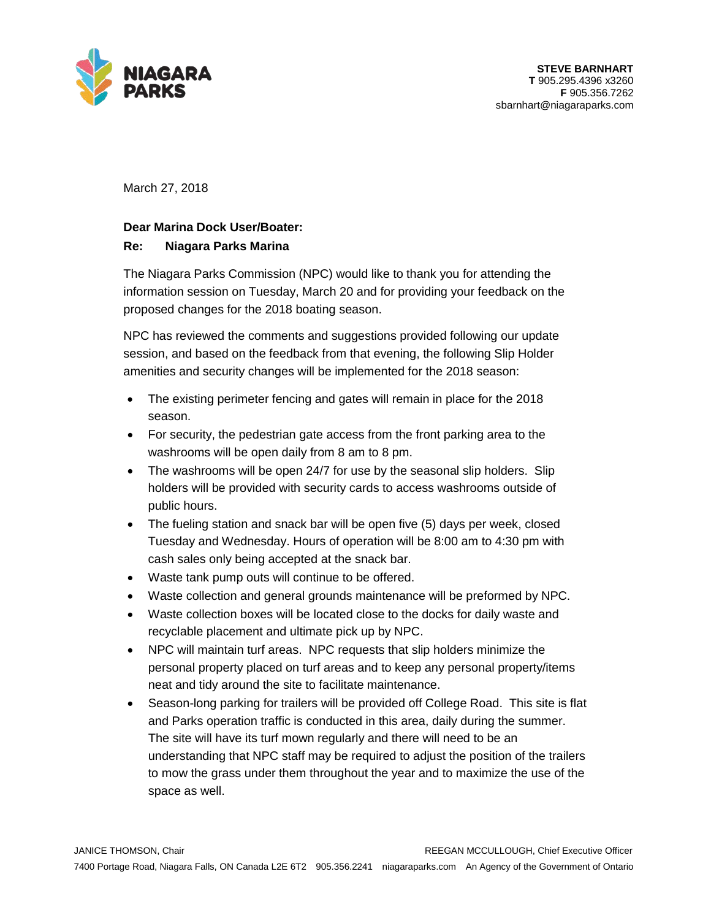**NIAGARA PARKS**

**STEVE BARNHART**
**T** 905.295.4396 x3260
**F** 905.356.7262
sbarnhart@niagaraparks.com

March 27, 2018

**Dear Marina Dock User/Boater:**

**Re: Niagara Parks Marina**

The Niagara Parks Commission (NPC) would like to thank you for attending the information session on Tuesday, March 20 and for providing your feedback on the proposed changes for the 2018 boating season.

NPC has reviewed the comments and suggestions provided following our update session, and based on the feedback from that evening, the following Slip Holder amenities and security changes will be implemented for the 2018 season:

- The existing perimeter fencing and gates will remain in place for the 2018 season.
- For security, the pedestrian gate access from the front parking area to the washrooms will be open daily from 8 am to 8 pm.
- The washrooms will be open 24/7 for use by the seasonal slip holders. Slip holders will be provided with security cards to access washrooms outside of public hours.
- The fueling station and snack bar will be open five (5) days per week, closed Tuesday and Wednesday. Hours of operation will be 8:00 am to 4:30 pm with cash sales only being accepted at the snack bar.
- Waste tank pump outs will continue to be offered.
- Waste collection and general grounds maintenance will be preformed by NPC.
- Waste collection boxes will be located close to the docks for daily waste and recyclable placement and ultimate pick up by NPC.
- NPC will maintain turf areas. NPC requests that slip holders minimize the personal property placed on turf areas and to keep any personal property/items neat and tidy around the site to facilitate maintenance.
- Season-long parking for trailers will be provided off College Road. This site is flat and Parks operation traffic is conducted in this area, daily during the summer. The site will have its turf mown regularly and there will need to be an understanding that NPC staff may be required to adjust the position of the trailers to mow the grass under them throughout the year and to maximize the use of the space as well.

JANICE THOMSON, Chair REEGAN MCCULLOUGH, Chief Executive Officer
7400 Portage Road, Niagara Falls, ON Canada L2E 6T2 905.356.2241 niagaraparks.com An Agency of the Government of Ontario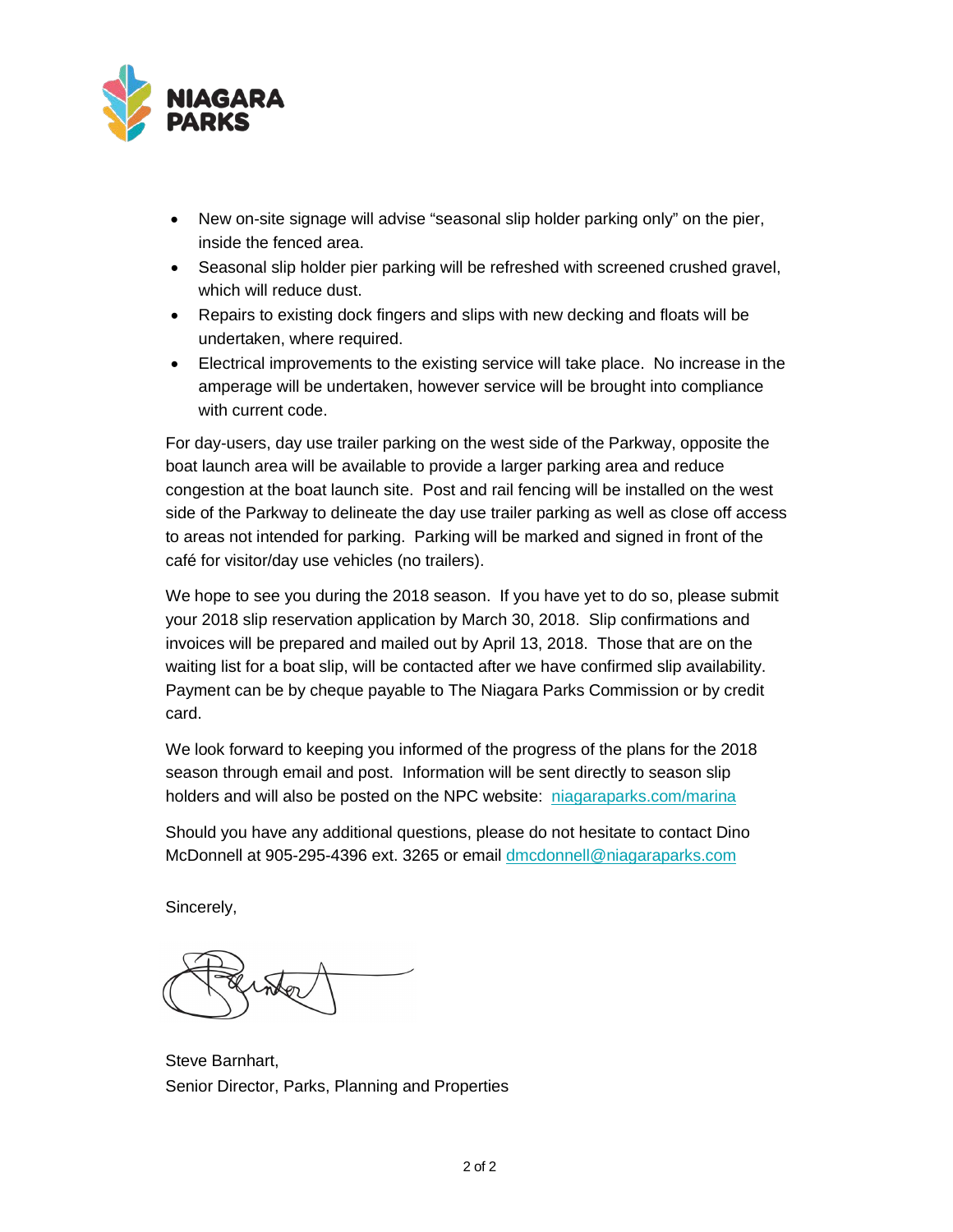- New on-site signage will advise “seasonal slip holder parking only” on the pier, inside the fenced area.
- Seasonal slip holder pier parking will be refreshed with screened crushed gravel, which will reduce dust.
- Repairs to existing dock fingers and slips with new decking and floats will be undertaken, where required.
- Electrical improvements to the existing service will take place. No increase in the amperage will be undertaken, however service will be brought into compliance with current code.

For day-users, day use trailer parking on the west side of the Parkway, opposite the boat launch area will be available to provide a larger parking area and reduce congestion at the boat launch site. Post and rail fencing will be installed on the west side of the Parkway to delineate the day use trailer parking as well as close off access to areas not intended for parking. Parking will be marked and signed in front of the café for visitor/day use vehicles (no trailers).

We hope to see you during the 2018 season. If you have yet to do so, please submit your 2018 slip reservation application by March 30, 2018. Slip confirmations and invoices will be prepared and mailed out by April 13, 2018. Those that are on the waiting list for a boat slip, will be contacted after we have confirmed slip availability. Payment can be by cheque payable to The Niagara Parks Commission or by credit card.

We look forward to keeping you informed of the progress of the plans for the 2018 season through email and post. Information will be sent directly to season slip holders and will also be posted on the NPC website: niagaraparks.com/marina

Should you have any additional questions, please do not hesitate to contact Dino McDonnell at 905-295-4396 ext. 3265 or email dmcdonnell@niagaraparks.com

Sincerely,

Steve Barnhart,
Senior Director, Parks, Planning and Properties